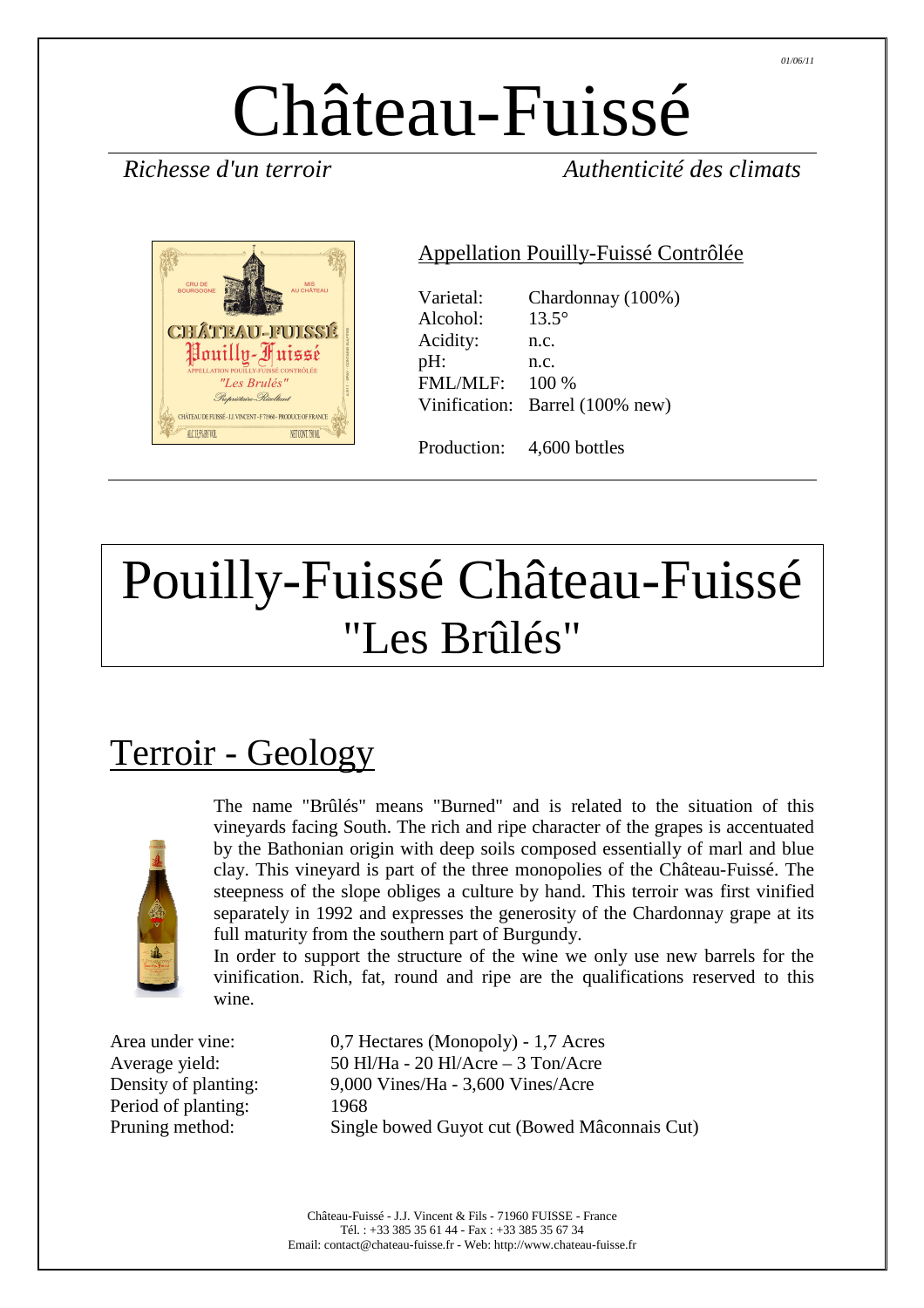# Château-Fuissé

*Richesse d'un terroir* *Authenticité des climats*

Appellation Pouilly-Fuissé Contrôlée

| | |
|---|---|
| Varietal: | Chardonnay (100%) |
| Alcohol: | 13.5° |
| Acidity: | n.c. |
| pH: | n.c. |
| FML/MLF: | 100 % |
| Vinification: | Barrel (100% new) |
| Production: | 4,600 bottles |

# Pouilly-Fuissé Château-Fuissé "Les Brûlés"

## Terroir - Geology

The name "Brûlés" means "Burned" and is related to the situation of this vineyards facing South. The rich and ripe character of the grapes is accentuated by the Bathonian origin with deep soils composed essentially of marl and blue clay. This vineyard is part of the three monopolies of the Château-Fuissé. The steepness of the slope obliges a culture by hand. This terroir was first vinified separately in 1992 and expresses the generosity of the Chardonnay grape at its full maturity from the southern part of Burgundy.
In order to support the structure of the wine we only use new barrels for the vinification. Rich, fat, round and ripe are the qualifications reserved to this wine.

| | |
|---|---|
| Area under vine: | 0,7 Hectares (Monopoly) - 1,7 Acres |
| Average yield: | 50 Hl/Ha - 20 Hl/Acre – 3 Ton/Acre |
| Density of planting: | 9,000 Vines/Ha - 3,600 Vines/Acre |
| Period of planting: | 1968 |
| Pruning method: | Single bowed Guyot cut (Bowed Mâconnais Cut) |

Château-Fuissé - J.J. Vincent & Fils - 71960 FUISSE - France
Tél. : +33 385 35 61 44 - Fax : +33 385 35 67 34
Email: contact@chateau-fuisse.fr - Web: http://www.chateau-fuisse.fr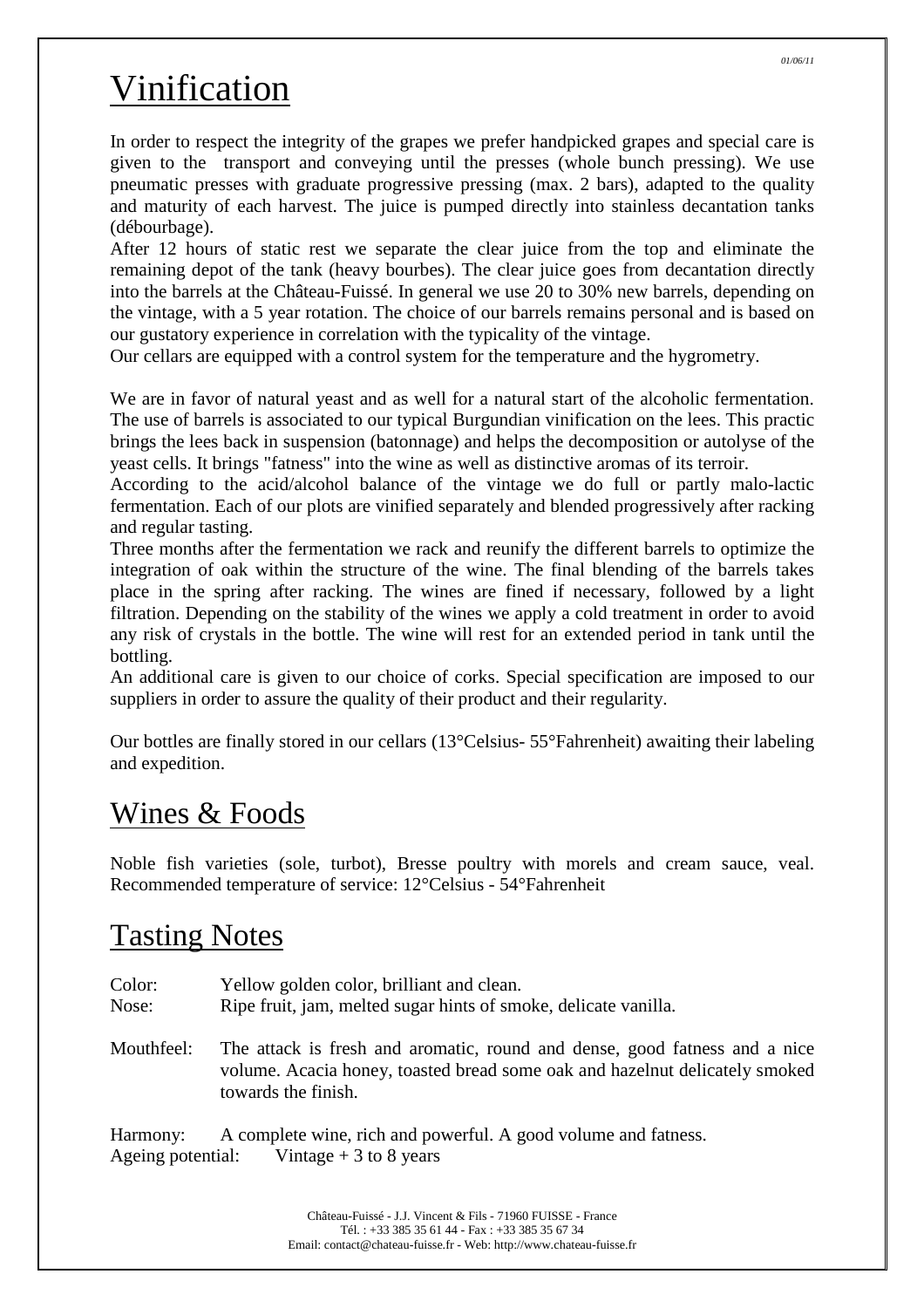# Vinification

In order to respect the integrity of the grapes we prefer handpicked grapes and special care is given to the transport and conveying until the presses (whole bunch pressing). We use pneumatic presses with graduate progressive pressing (max. 2 bars), adapted to the quality and maturity of each harvest. The juice is pumped directly into stainless decantation tanks (débourbage).
After 12 hours of static rest we separate the clear juice from the top and eliminate the remaining depot of the tank (heavy bourbes). The clear juice goes from decantation directly into the barrels at the Château-Fuissé. In general we use 20 to 30% new barrels, depending on the vintage, with a 5 year rotation. The choice of our barrels remains personal and is based on our gustatory experience in correlation with the typicality of the vintage.
Our cellars are equipped with a control system for the temperature and the hygrometry.

We are in favor of natural yeast and as well for a natural start of the alcoholic fermentation. The use of barrels is associated to our typical Burgundian vinification on the lees. This practic brings the lees back in suspension (batonnage) and helps the decomposition or autolyse of the yeast cells. It brings "fatness" into the wine as well as distinctive aromas of its terroir.
According to the acid/alcohol balance of the vintage we do full or partly malo-lactic fermentation. Each of our plots are vinified separately and blended progressively after racking and regular tasting.
Three months after the fermentation we rack and reunify the different barrels to optimize the integration of oak within the structure of the wine. The final blending of the barrels takes place in the spring after racking. The wines are fined if necessary, followed by a light filtration. Depending on the stability of the wines we apply a cold treatment in order to avoid any risk of crystals in the bottle. The wine will rest for an extended period in tank until the bottling.
An additional care is given to our choice of corks. Special specification are imposed to our suppliers in order to assure the quality of their product and their regularity.

Our bottles are finally stored in our cellars (13°Celsius- 55°Fahrenheit) awaiting their labeling and expedition.

# Wines & Foods

Noble fish varieties (sole, turbot), Bresse poultry with morels and cream sauce, veal.
Recommended temperature of service: 12°Celsius - 54°Fahrenheit

# Tasting Notes

Color: Yellow golden color, brilliant and clean.
Nose: Ripe fruit, jam, melted sugar hints of smoke, delicate vanilla.

Mouthfeel: The attack is fresh and aromatic, round and dense, good fatness and a nice volume. Acacia honey, toasted bread some oak and hazelnut delicately smoked towards the finish.

Harmony: A complete wine, rich and powerful. A good volume and fatness.
Ageing potential: Vintage + 3 to 8 years

Château-Fuissé - J.J. Vincent & Fils - 71960 FUISSE - France
Tél. : +33 385 35 61 44 - Fax : +33 385 35 67 34
Email: contact@chateau-fuisse.fr - Web: http://www.chateau-fuisse.fr